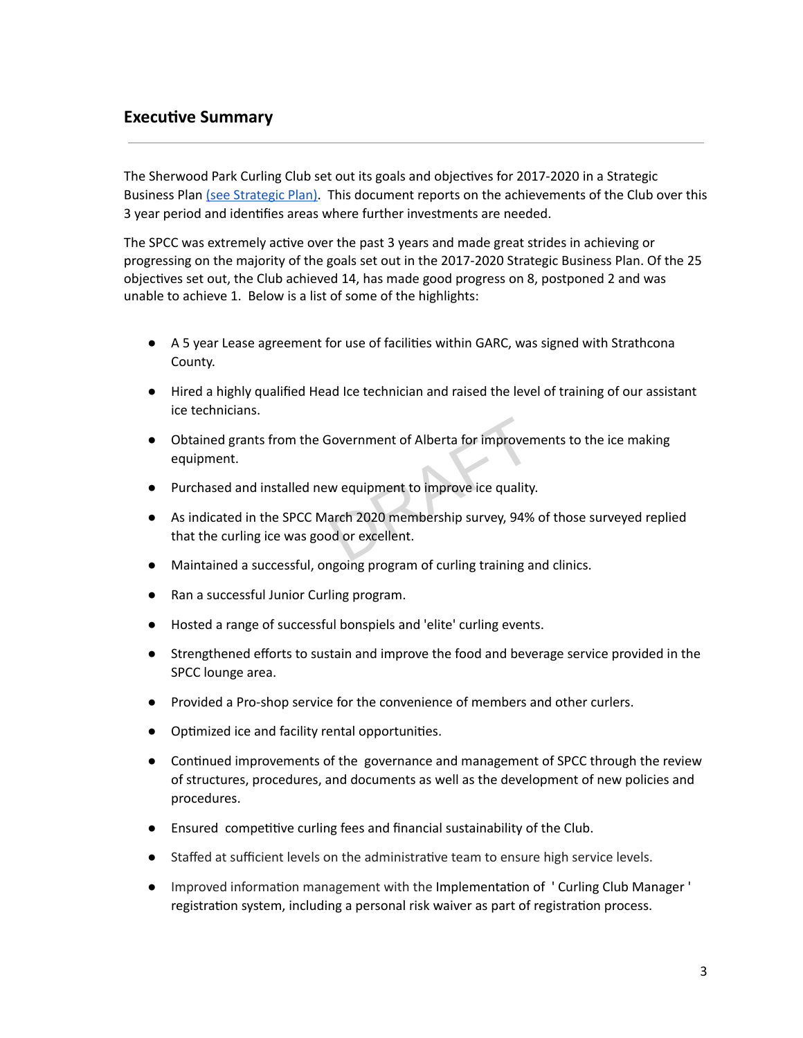## Executive Summary

The Sherwood Park Curling Club set out its goals and objectives for 2017-2020 in a Strategic Business Plan [(see Strategic Plan)](). This document reports on the achievements of the Club over this 3 year period and identifies areas where further investments are needed.

The SPCC was extremely active over the past 3 years and made great strides in achieving or progressing on the majority of the goals set out in the 2017-2020 Strategic Business Plan. Of the 25 objectives set out, the Club achieved 14, has made good progress on 8, postponed 2 and was unable to achieve 1. Below is a list of some of the highlights:

- A 5 year Lease agreement for use of facilities within GARC, was signed with Strathcona County.
- Hired a highly qualified Head Ice technician and raised the level of training of our assistant ice technicians.
- Obtained grants from the Government of Alberta for improvements to the ice making equipment.
- Purchased and installed new equipment to improve ice quality.
- As indicated in the SPCC March 2020 membership survey, 94% of those surveyed replied that the curling ice was good or excellent.
- Maintained a successful, ongoing program of curling training and clinics.
- Ran a successful Junior Curling program.
- Hosted a range of successful bonspiels and 'elite' curling events.
- Strengthened efforts to sustain and improve the food and beverage service provided in the SPCC lounge area.
- Provided a Pro-shop service for the convenience of members and other curlers.
- Optimized ice and facility rental opportunities.
- Continued improvements of the governance and management of SPCC through the review of structures, procedures, and documents as well as the development of new policies and procedures.
- Ensured competitive curling fees and financial sustainability of the Club.
- Staffed at sufficient levels on the administrative team to ensure high service levels.
- Improved information management with the Implementation of ' Curling Club Manager ' registration system, including a personal risk waiver as part of registration process.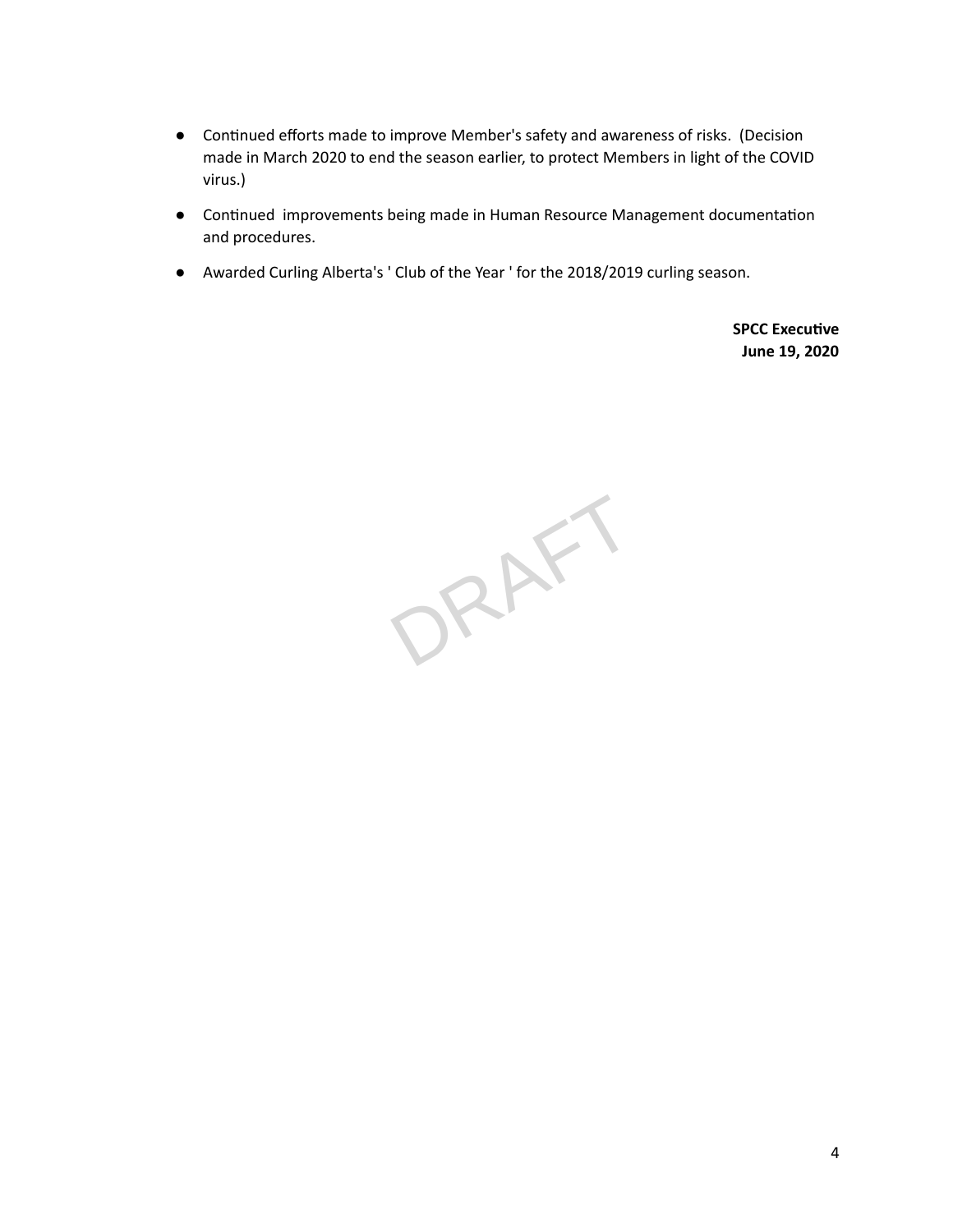- Continued efforts made to improve Member's safety and awareness of risks.  (Decision made in March 2020 to end the season earlier, to protect Members in light of the COVID virus.)
- Continued  improvements being made in Human Resource Management documentation and procedures.
- Awarded Curling Alberta's ' Club of the Year ' for the 2018/2019 curling season.

**SPCC Executive**
**June 19, 2020**

DRAFT